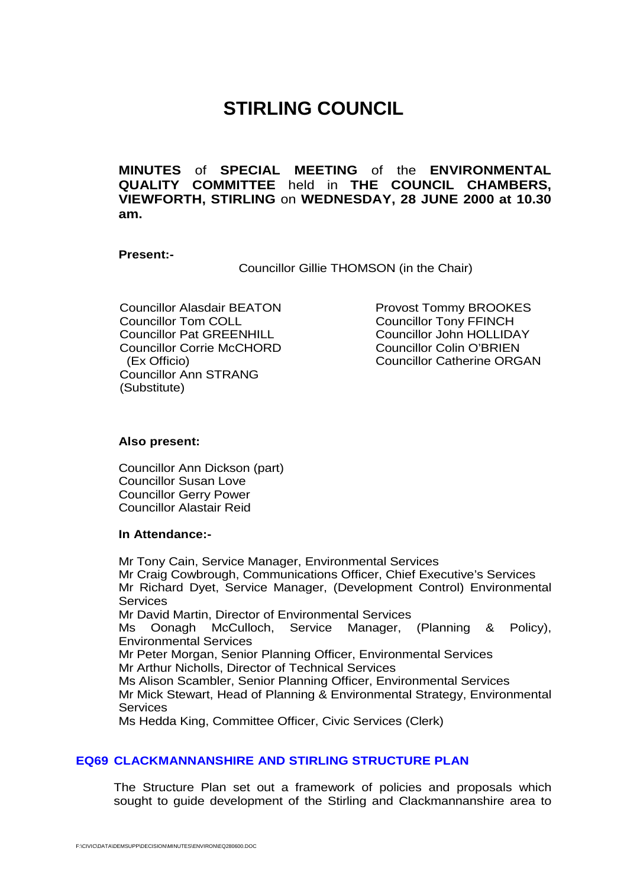# STIRLING COUNCIL

**MINUTES** of **SPECIAL MEETING** of the **ENVIRONMENTAL QUALITY COMMITTEE** held in **THE COUNCIL CHAMBERS, VIEWFORTH, STIRLING** on **WEDNESDAY, 28 JUNE 2000 at 10.30 am.**

**Present:-**

Councillor Gillie THOMSON (in the Chair)

Councillor Alasdair BEATON
Councillor Tom COLL
Councillor Pat GREENHILL
Councillor Corrie McCHORD (Ex Officio)
Councillor Ann STRANG (Substitute)
Provost Tommy BROOKES
Councillor Tony FFINCH
Councillor John HOLLIDAY
Councillor Colin O'BRIEN
Councillor Catherine ORGAN

**Also present:**

Councillor Ann Dickson (part)
Councillor Susan Love
Councillor Gerry Power
Councillor Alastair Reid

**In Attendance:-**

Mr Tony Cain, Service Manager, Environmental Services
Mr Craig Cowbrough, Communications Officer, Chief Executive's Services
Mr Richard Dyet, Service Manager, (Development Control) Environmental Services
Mr David Martin, Director of Environmental Services
Ms Oonagh McCulloch, Service Manager, (Planning & Policy), Environmental Services
Mr Peter Morgan, Senior Planning Officer, Environmental Services
Mr Arthur Nicholls, Director of Technical Services
Ms Alison Scambler, Senior Planning Officer, Environmental Services
Mr Mick Stewart, Head of Planning & Environmental Strategy, Environmental Services
Ms Hedda King, Committee Officer, Civic Services (Clerk)

## EQ69 CLACKMANNANSHIRE AND STIRLING STRUCTURE PLAN

The Structure Plan set out a framework of policies and proposals which sought to guide development of the Stirling and Clackmannanshire area to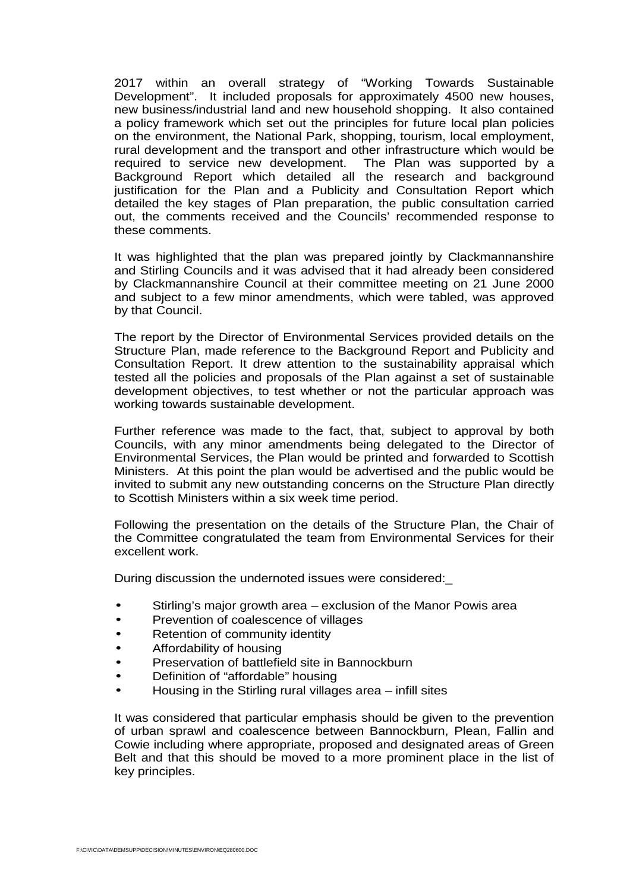2017 within an overall strategy of "Working Towards Sustainable Development". It included proposals for approximately 4500 new houses, new business/industrial land and new household shopping. It also contained a policy framework which set out the principles for future local plan policies on the environment, the National Park, shopping, tourism, local employment, rural development and the transport and other infrastructure which would be required to service new development. The Plan was supported by a Background Report which detailed all the research and background justification for the Plan and a Publicity and Consultation Report which detailed the key stages of Plan preparation, the public consultation carried out, the comments received and the Councils' recommended response to these comments.

It was highlighted that the plan was prepared jointly by Clackmannanshire and Stirling Councils and it was advised that it had already been considered by Clackmannanshire Council at their committee meeting on 21 June 2000 and subject to a few minor amendments, which were tabled, was approved by that Council.

The report by the Director of Environmental Services provided details on the Structure Plan, made reference to the Background Report and Publicity and Consultation Report. It drew attention to the sustainability appraisal which tested all the policies and proposals of the Plan against a set of sustainable development objectives, to test whether or not the particular approach was working towards sustainable development.

Further reference was made to the fact, that, subject to approval by both Councils, with any minor amendments being delegated to the Director of Environmental Services, the Plan would be printed and forwarded to Scottish Ministers. At this point the plan would be advertised and the public would be invited to submit any new outstanding concerns on the Structure Plan directly to Scottish Ministers within a six week time period.

Following the presentation on the details of the Structure Plan, the Chair of the Committee congratulated the team from Environmental Services for their excellent work.

During discussion the undernoted issues were considered:_

- Stirling's major growth area – exclusion of the Manor Powis area
- Prevention of coalescence of villages
- Retention of community identity
- Affordability of housing
- Preservation of battlefield site in Bannockburn
- Definition of "affordable" housing
- Housing in the Stirling rural villages area – infill sites

It was considered that particular emphasis should be given to the prevention of urban sprawl and coalescence between Bannockburn, Plean, Fallin and Cowie including where appropriate, proposed and designated areas of Green Belt and that this should be moved to a more prominent place in the list of key principles.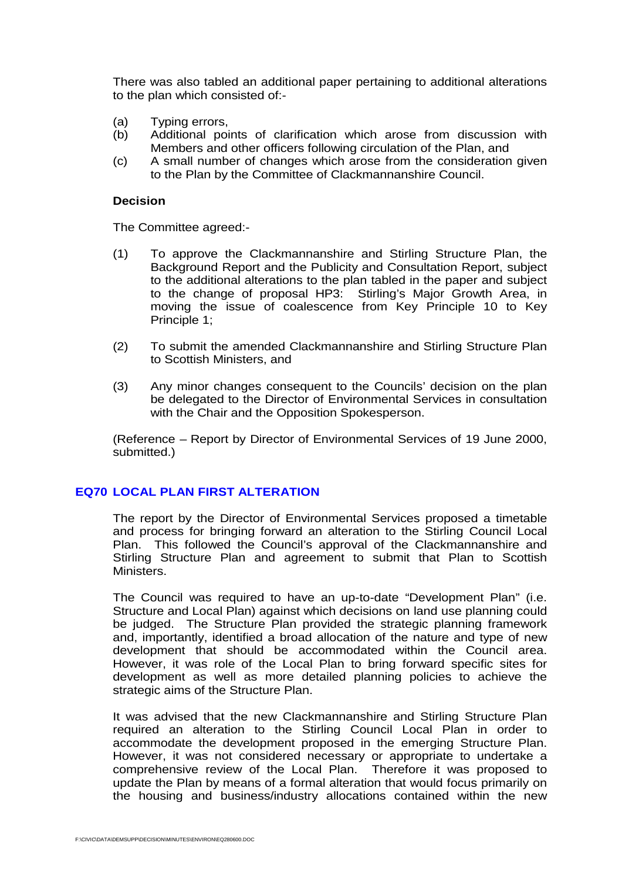There was also tabled an additional paper pertaining to additional alterations to the plan which consisted of:-

(a) Typing errors,
(b) Additional points of clarification which arose from discussion with Members and other officers following circulation of the Plan, and
(c) A small number of changes which arose from the consideration given to the Plan by the Committee of Clackmannanshire Council.

**Decision**

The Committee agreed:-

(1) To approve the Clackmannanshire and Stirling Structure Plan, the Background Report and the Publicity and Consultation Report, subject to the additional alterations to the plan tabled in the paper and subject to the change of proposal HP3: Stirling's Major Growth Area, in moving the issue of coalescence from Key Principle 10 to Key Principle 1;

(2) To submit the amended Clackmannanshire and Stirling Structure Plan to Scottish Ministers, and

(3) Any minor changes consequent to the Councils' decision on the plan be delegated to the Director of Environmental Services in consultation with the Chair and the Opposition Spokesperson.

(Reference – Report by Director of Environmental Services of 19 June 2000, submitted.)

## EQ70 LOCAL PLAN FIRST ALTERATION

The report by the Director of Environmental Services proposed a timetable and process for bringing forward an alteration to the Stirling Council Local Plan. This followed the Council's approval of the Clackmannanshire and Stirling Structure Plan and agreement to submit that Plan to Scottish Ministers.

The Council was required to have an up-to-date "Development Plan" (i.e. Structure and Local Plan) against which decisions on land use planning could be judged. The Structure Plan provided the strategic planning framework and, importantly, identified a broad allocation of the nature and type of new development that should be accommodated within the Council area. However, it was role of the Local Plan to bring forward specific sites for development as well as more detailed planning policies to achieve the strategic aims of the Structure Plan.

It was advised that the new Clackmannanshire and Stirling Structure Plan required an alteration to the Stirling Council Local Plan in order to accommodate the development proposed in the emerging Structure Plan. However, it was not considered necessary or appropriate to undertake a comprehensive review of the Local Plan. Therefore it was proposed to update the Plan by means of a formal alteration that would focus primarily on the housing and business/industry allocations contained within the new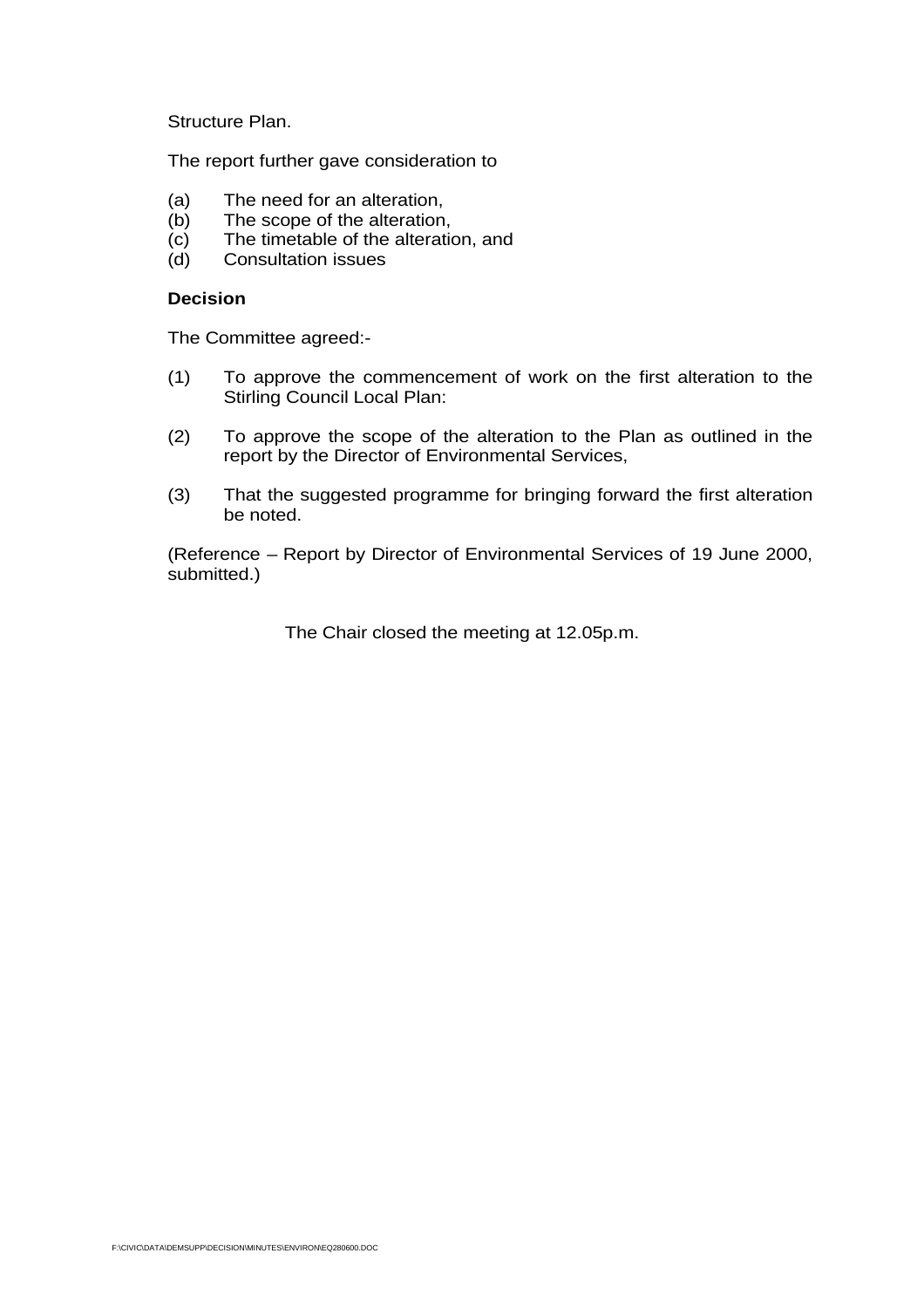Structure Plan.

The report further gave consideration to

(a) The need for an alteration,
(b) The scope of the alteration,
(c) The timetable of the alteration, and
(d) Consultation issues

**Decision**

The Committee agreed:-

(1) To approve the commencement of work on the first alteration to the Stirling Council Local Plan:

(2) To approve the scope of the alteration to the Plan as outlined in the report by the Director of Environmental Services,

(3) That the suggested programme for bringing forward the first alteration be noted.

(Reference – Report by Director of Environmental Services of 19 June 2000, submitted.)

The Chair closed the meeting at 12.05p.m.

F:\CIVIC\DATA\DEMSUPP\DECISION\MINUTES\ENVIRON\EQ280600.DOC